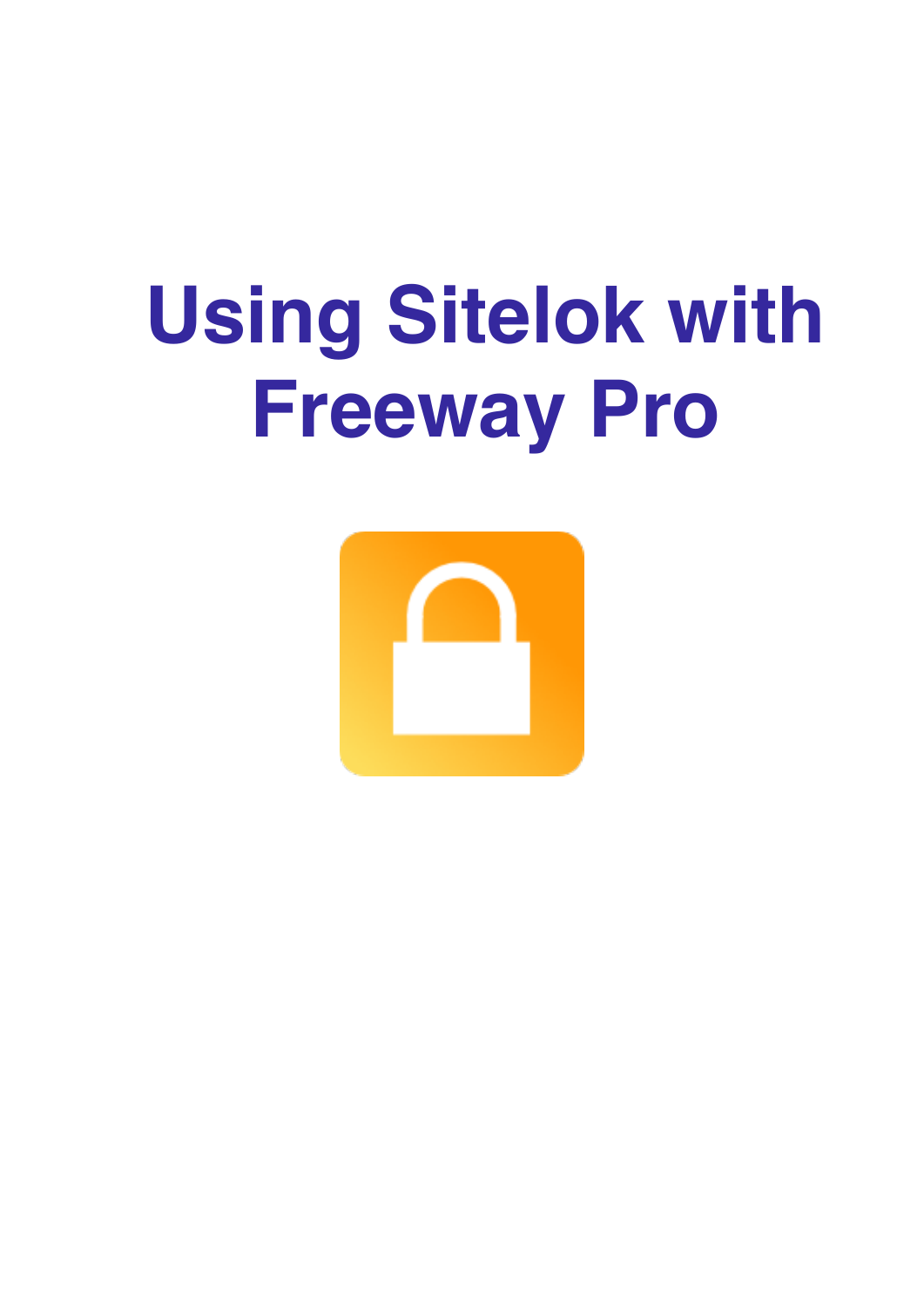# Using Sitelok with Freeway Pro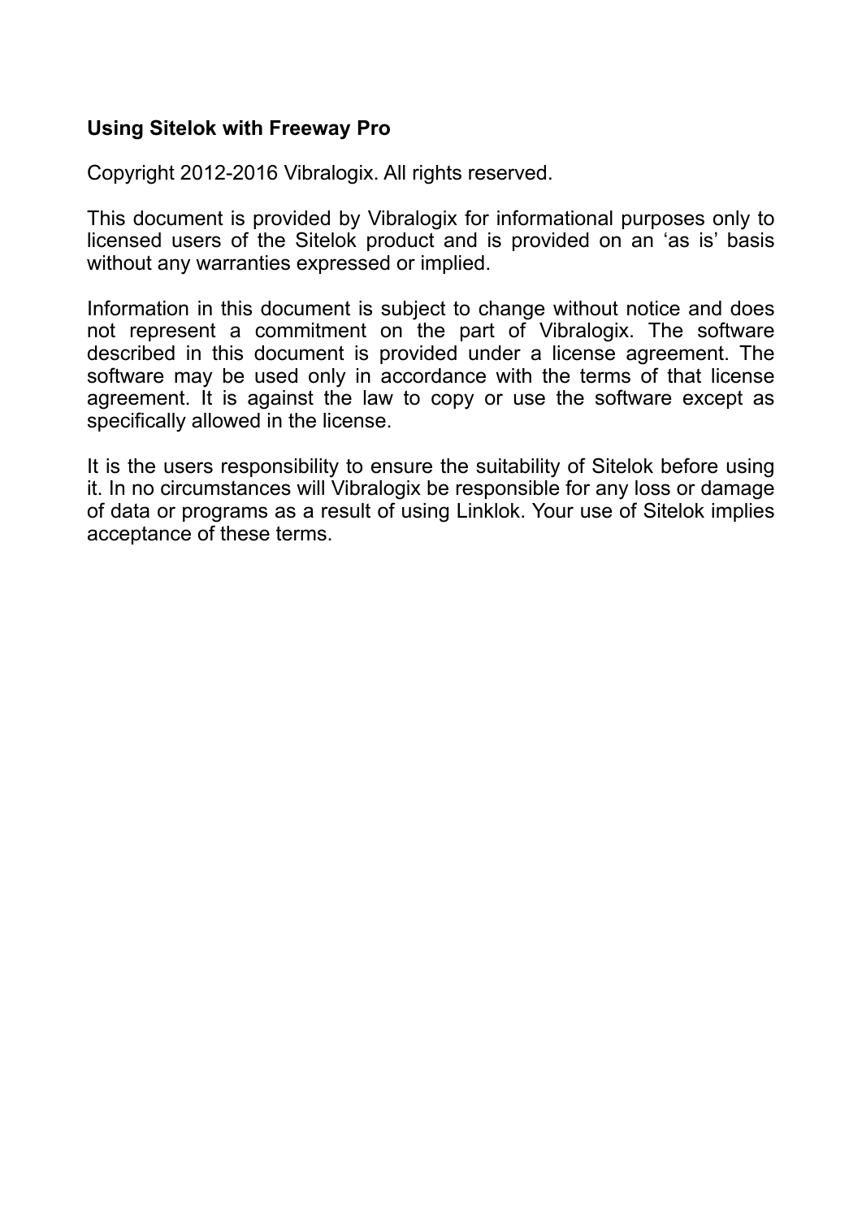**Using Sitelok with Freeway Pro**

Copyright 2012-2016 Vibralogix. All rights reserved.

This document is provided by Vibralogix for informational purposes only to licensed users of the Sitelok product and is provided on an ‘as is’ basis without any warranties expressed or implied.

Information in this document is subject to change without notice and does not represent a commitment on the part of Vibralogix. The software described in this document is provided under a license agreement. The software may be used only in accordance with the terms of that license agreement. It is against the law to copy or use the software except as specifically allowed in the license.

It is the users responsibility to ensure the suitability of Sitelok before using it. In no circumstances will Vibralogix be responsible for any loss or damage of data or programs as a result of using Linklok. Your use of Sitelok implies acceptance of these terms.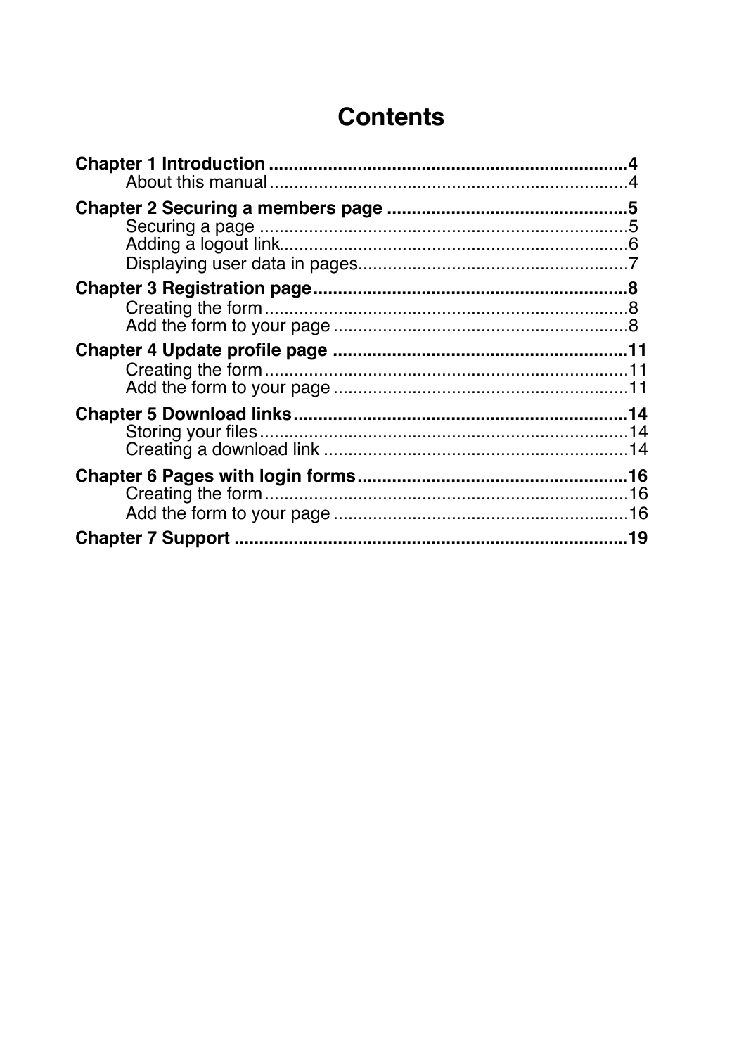# Contents

**Chapter 1 Introduction** ........................................................................ **4**
  About this manual ........................................................................ 4

**Chapter 2 Securing a members page** ................................................ **5**
  Securing a page .......................................................................... 5
  Adding a logout link ...................................................................... 6
  Displaying user data in pages ....................................................... 7

**Chapter 3 Registration page** ............................................................ **8**
  Creating the form .......................................................................... 8
  Add the form to your page ............................................................ 8

**Chapter 4 Update profile page** ........................................................ **11**
  Creating the form .......................................................................... 11
  Add the form to your page ............................................................ 11

**Chapter 5 Download links** ................................................................ **14**
  Storing your files .......................................................................... 14
  Creating a download link .............................................................. 14

**Chapter 6 Pages with login forms** .................................................... **16**
  Creating the form .......................................................................... 16
  Add the form to your page ............................................................ 16

**Chapter 7 Support** ............................................................................ **19**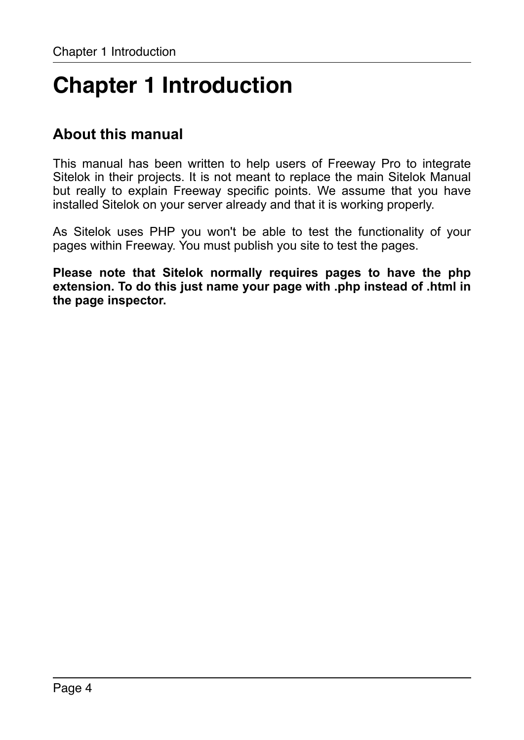# Chapter 1 Introduction

## About this manual

This manual has been written to help users of Freeway Pro to integrate Sitelok in their projects. It is not meant to replace the main Sitelok Manual but really to explain Freeway specific points. We assume that you have installed Sitelok on your server already and that it is working properly.

As Sitelok uses PHP you won't be able to test the functionality of your pages within Freeway. You must publish you site to test the pages.

**Please note that Sitelok normally requires pages to have the php extension. To do this just name your page with .php instead of .html in the page inspector.**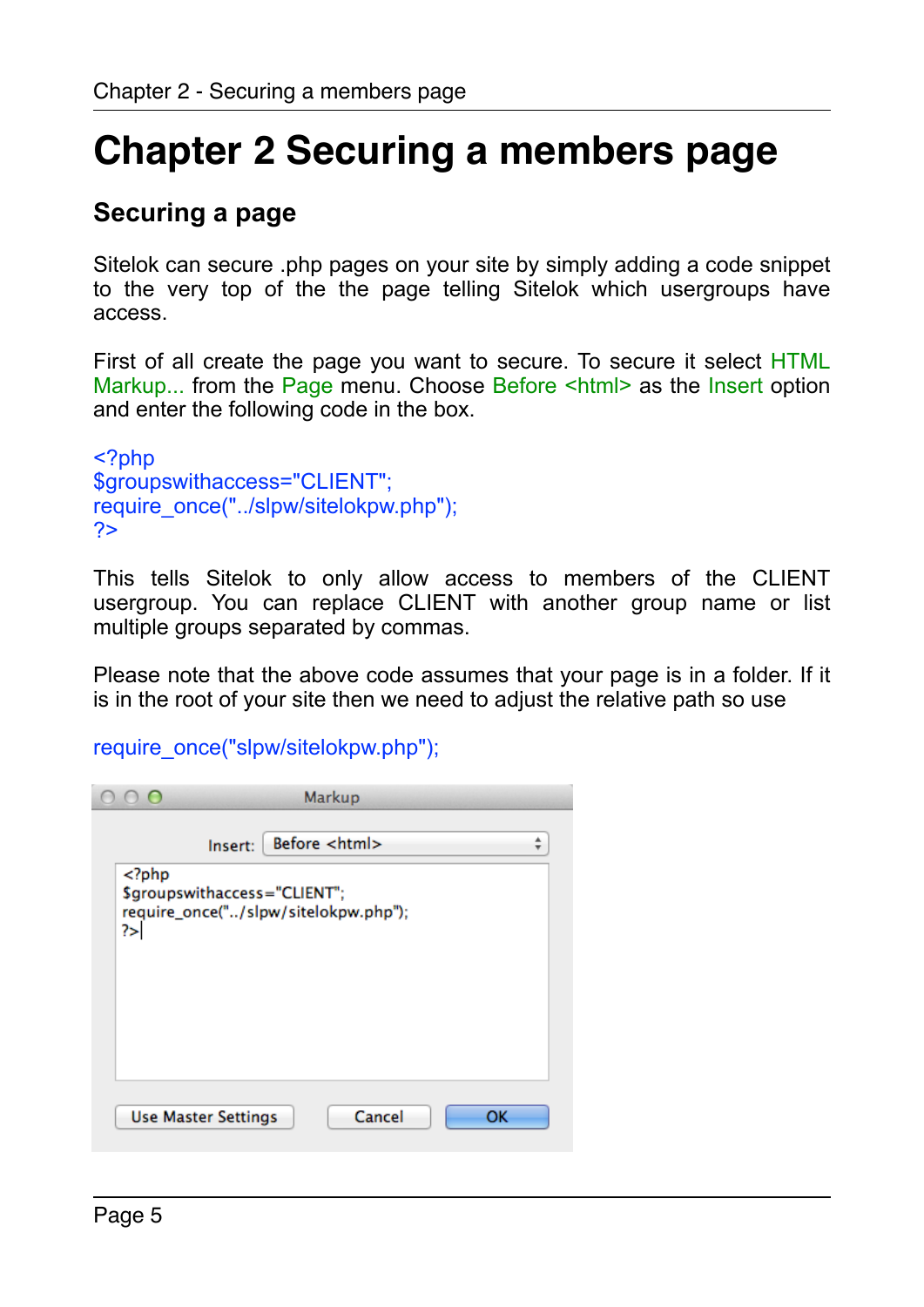# Chapter 2 Securing a members page

## Securing a page

Sitelok can secure .php pages on your site by simply adding a code snippet to the very top of the the page telling Sitelok which usergroups have access.

First of all create the page you want to secure. To secure it select HTML Markup... from the Page menu. Choose Before <html> as the Insert option and enter the following code in the box.

```
<?php
$groupswithaccess="CLIENT";
require_once("../slpw/sitelokpw.php");
?>
```

This tells Sitelok to only allow access to members of the CLIENT usergroup. You can replace CLIENT with another group name or list multiple groups separated by commas.

Please note that the above code assumes that your page is in a folder. If it is in the root of your site then we need to adjust the relative path so use

```
require_once("slpw/sitelokpw.php");
```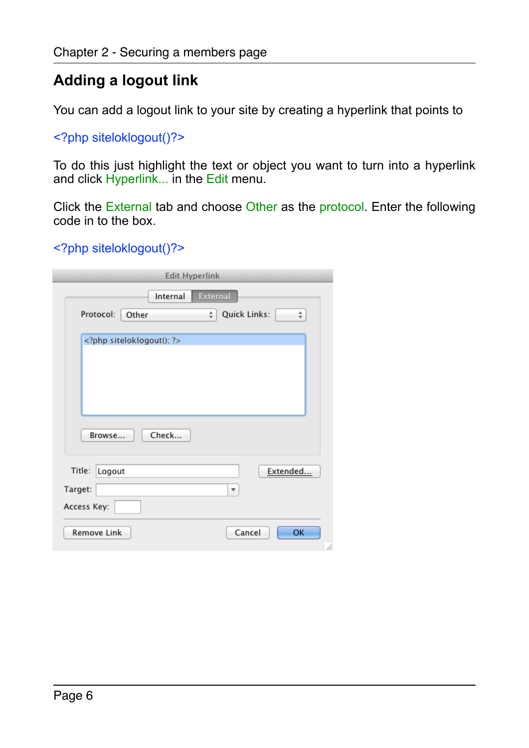## Adding a logout link

You can add a logout link to your site by creating a hyperlink that points to

<?php siteloklogout()?>

To do this just highlight the text or object you want to turn into a hyperlink and click Hyperlink... in the Edit menu.

Click the External tab and choose Other as the protocol. Enter the following code in to the box.

<?php siteloklogout()?>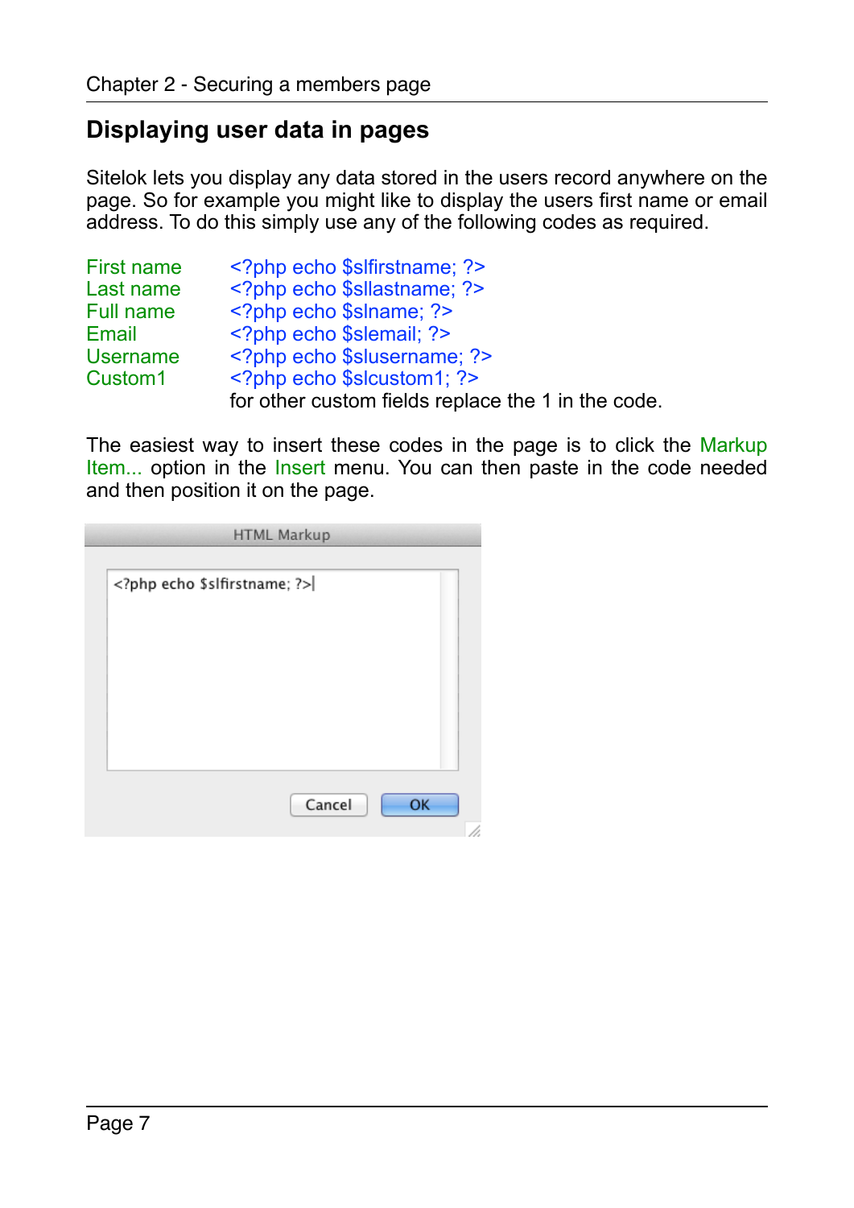## Displaying user data in pages

Sitelok lets you display any data stored in the users record anywhere on the page. So for example you might like to display the users first name or email address. To do this simply use any of the following codes as required.

| | |
|---|---|
| First name | `<?php echo $slfirstname; ?>` |
| Last name | `<?php echo $sllastname; ?>` |
| Full name | `<?php echo $slname; ?>` |
| Email | `<?php echo $slemail; ?>` |
| Username | `<?php echo $slusername; ?>` |
| Custom1 | `<?php echo $slcustom1; ?>` |
| | for other custom fields replace the 1 in the code. |

The easiest way to insert these codes in the page is to click the Markup Item... option in the Insert menu. You can then paste in the code needed and then position it on the page.

HTML Markup

```
<?php echo $slfirstname; ?>
```

Cancel OK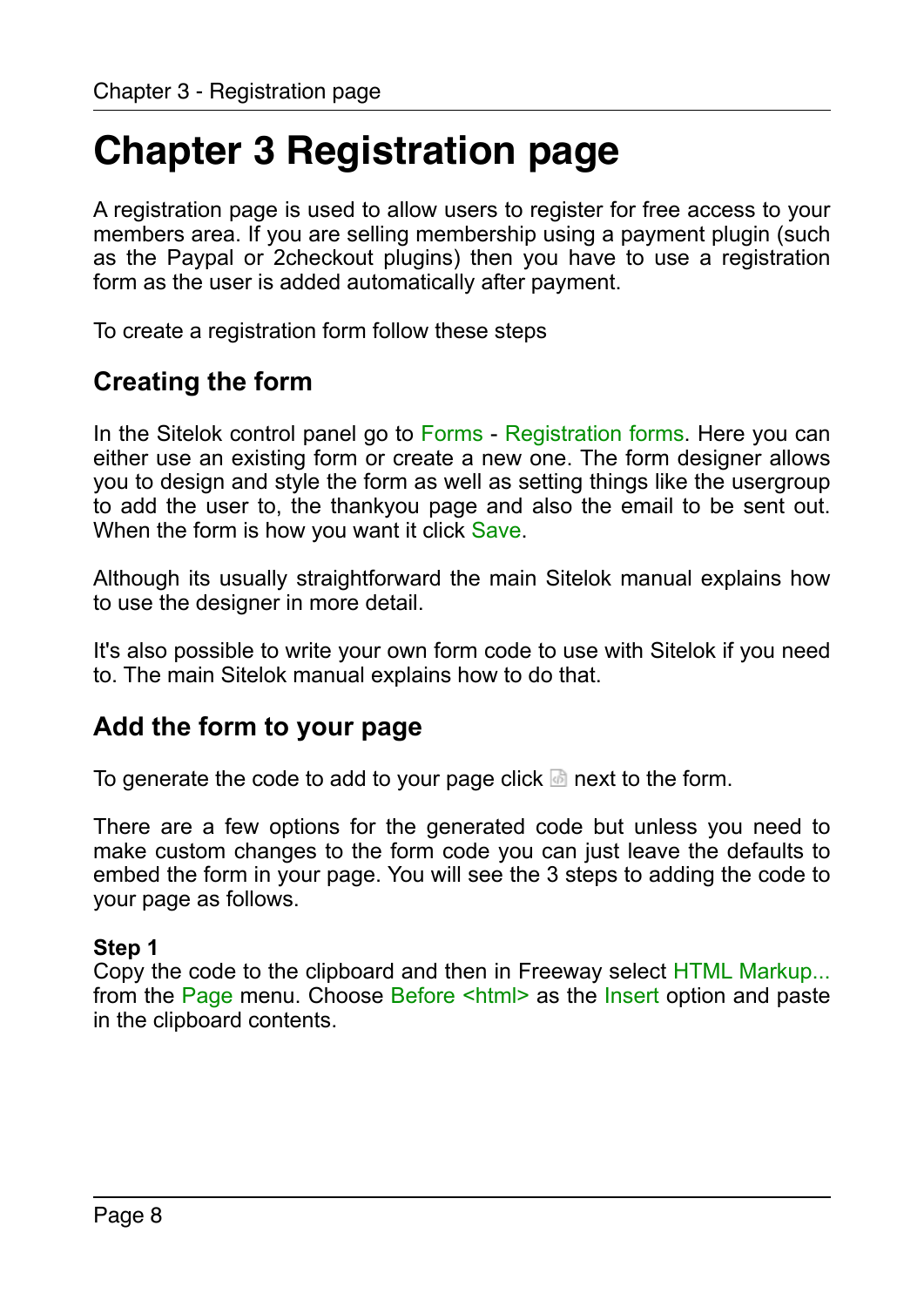# Chapter 3 Registration page

A registration page is used to allow users to register for free access to your members area. If you are selling membership using a payment plugin (such as the Paypal or 2checkout plugins) then you have to use a registration form as the user is added automatically after payment.

To create a registration form follow these steps

## Creating the form

In the Sitelok control panel go to Forms - Registration forms. Here you can either use an existing form or create a new one. The form designer allows you to design and style the form as well as setting things like the usergroup to add the user to, the thankyou page and also the email to be sent out. When the form is how you want it click Save.

Although its usually straightforward the main Sitelok manual explains how to use the designer in more detail.

It's also possible to write your own form code to use with Sitelok if you need to. The main Sitelok manual explains how to do that.

## Add the form to your page

To generate the code to add to your page click next to the form.

There are a few options for the generated code but unless you need to make custom changes to the form code you can just leave the defaults to embed the form in your page. You will see the 3 steps to adding the code to your page as follows.

**Step 1**
Copy the code to the clipboard and then in Freeway select HTML Markup... from the Page menu. Choose Before <html> as the Insert option and paste in the clipboard contents.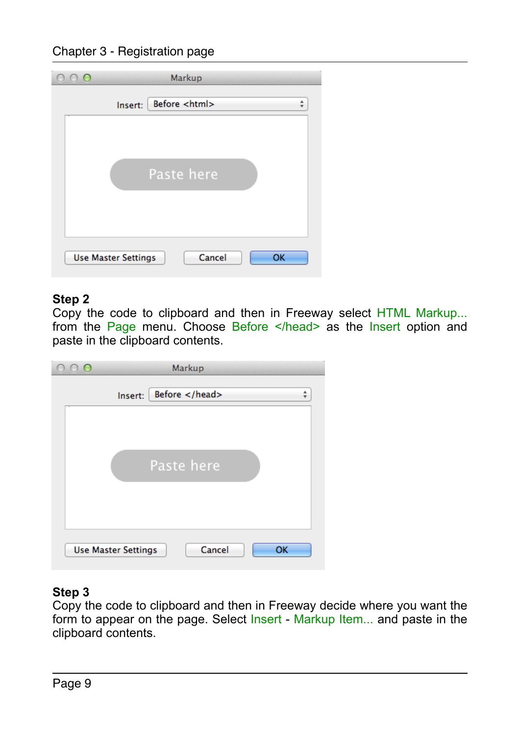**Step 2**

Copy the code to clipboard and then in Freeway select HTML Markup... from the Page menu. Choose Before </head> as the Insert option and paste in the clipboard contents.

**Step 3**

Copy the code to clipboard and then in Freeway decide where you want the form to appear on the page. Select Insert - Markup Item... and paste in the clipboard contents.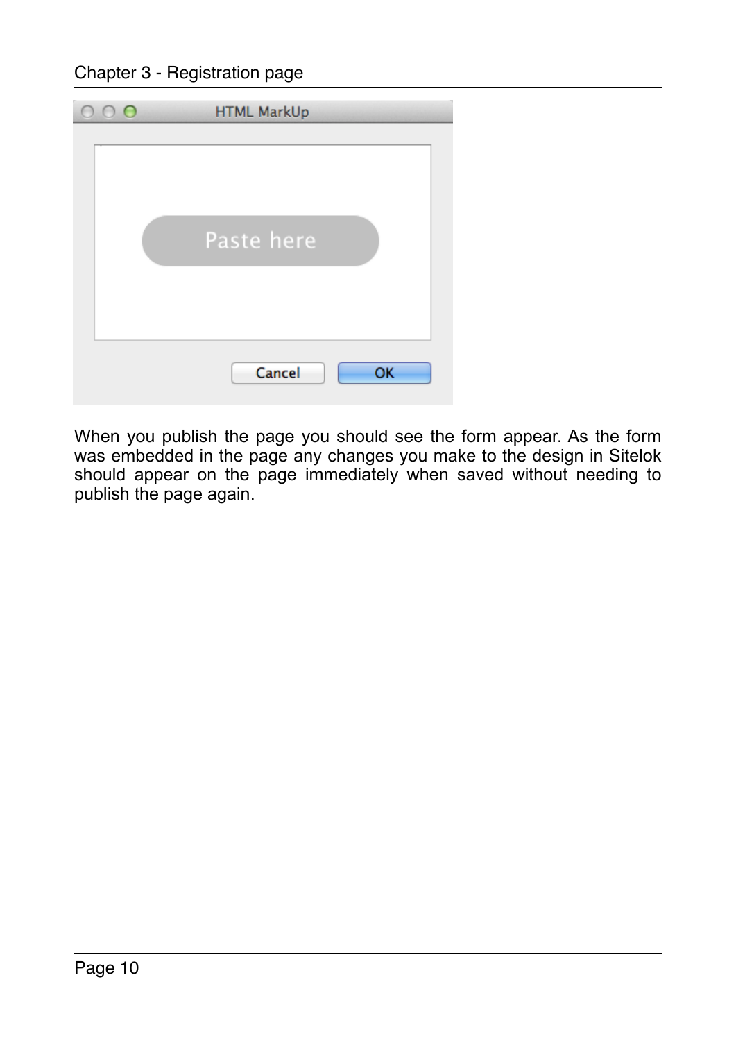When you publish the page you should see the form appear. As the form was embedded in the page any changes you make to the design in Sitelok should appear on the page immediately when saved without needing to publish the page again.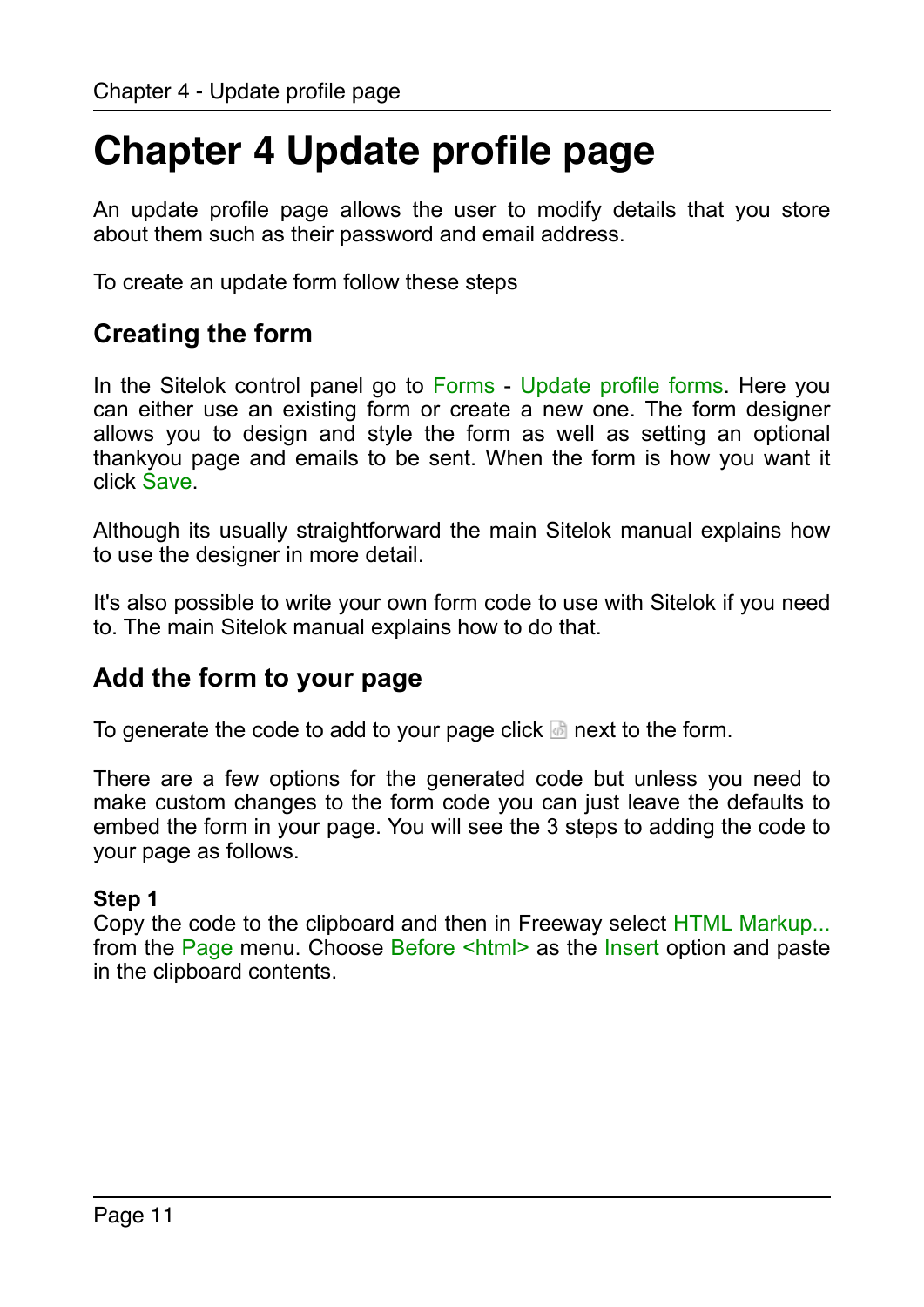# Chapter 4 Update profile page

An update profile page allows the user to modify details that you store about them such as their password and email address.

To create an update form follow these steps

## Creating the form

In the Sitelok control panel go to Forms - Update profile forms. Here you can either use an existing form or create a new one. The form designer allows you to design and style the form as well as setting an optional thankyou page and emails to be sent. When the form is how you want it click Save.

Although its usually straightforward the main Sitelok manual explains how to use the designer in more detail.

It's also possible to write your own form code to use with Sitelok if you need to. The main Sitelok manual explains how to do that.

## Add the form to your page

To generate the code to add to your page click next to the form.

There are a few options for the generated code but unless you need to make custom changes to the form code you can just leave the defaults to embed the form in your page. You will see the 3 steps to adding the code to your page as follows.

**Step 1**
Copy the code to the clipboard and then in Freeway select HTML Markup... from the Page menu. Choose Before <html> as the Insert option and paste in the clipboard contents.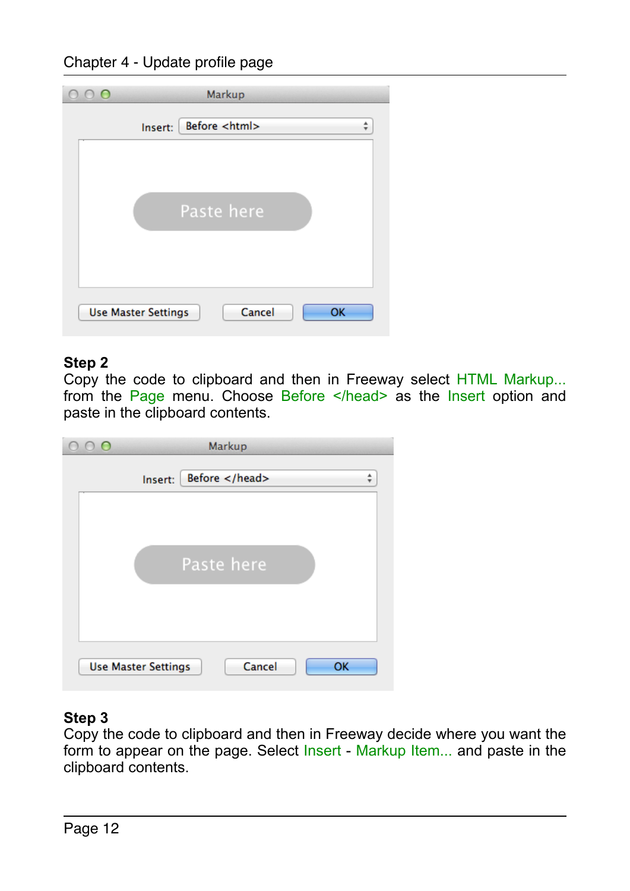## Step 2

Copy the code to clipboard and then in Freeway select HTML Markup... from the Page menu. Choose Before </head> as the Insert option and paste in the clipboard contents.

## Step 3

Copy the code to clipboard and then in Freeway decide where you want the form to appear on the page. Select Insert - Markup Item... and paste in the clipboard contents.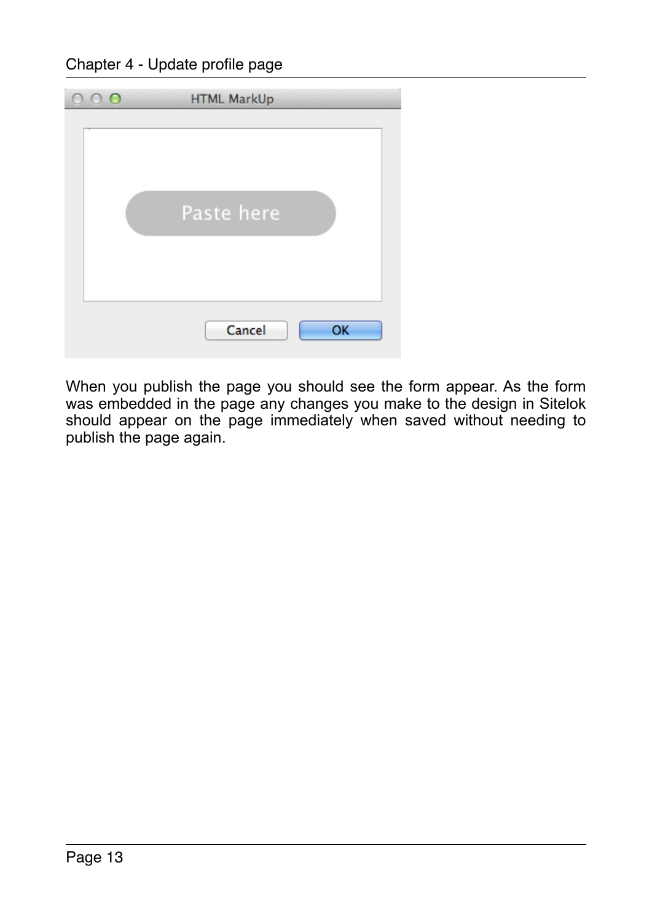When you publish the page you should see the form appear. As the form was embedded in the page any changes you make to the design in Sitelok should appear on the page immediately when saved without needing to publish the page again.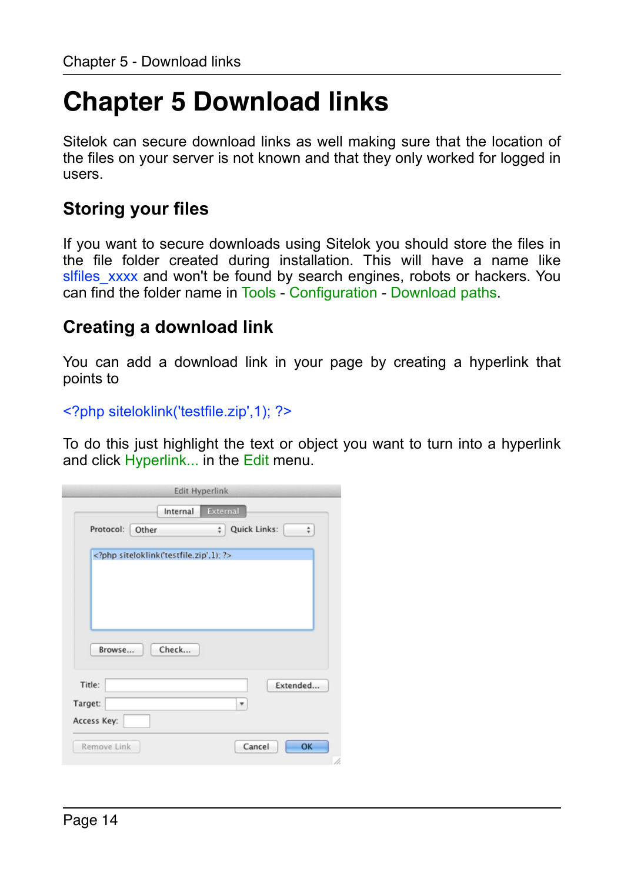# Chapter 5 Download links

Sitelok can secure download links as well making sure that the location of the files on your server is not known and that they only worked for logged in users.

## Storing your files

If you want to secure downloads using Sitelok you should store the files in the file folder created during installation. This will have a name like slfiles_xxxx and won't be found by search engines, robots or hackers. You can find the folder name in Tools - Configuration - Download paths.

## Creating a download link

You can add a download link in your page by creating a hyperlink that points to

```
<?php siteloklink('testfile.zip',1); ?>
```

To do this just highlight the text or object you want to turn into a hyperlink and click Hyperlink... in the Edit menu.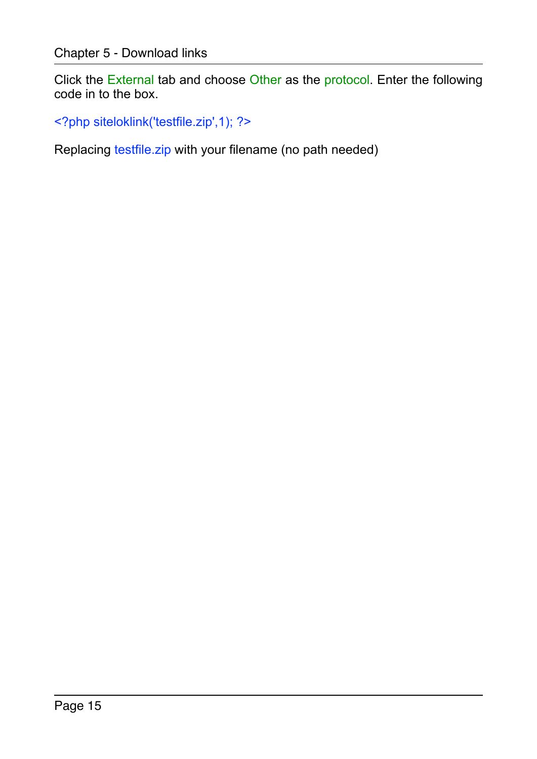Click the External tab and choose Other as the protocol. Enter the following code in to the box.

```
<?php siteloklink('testfile.zip',1); ?>
```

Replacing testfile.zip with your filename (no path needed)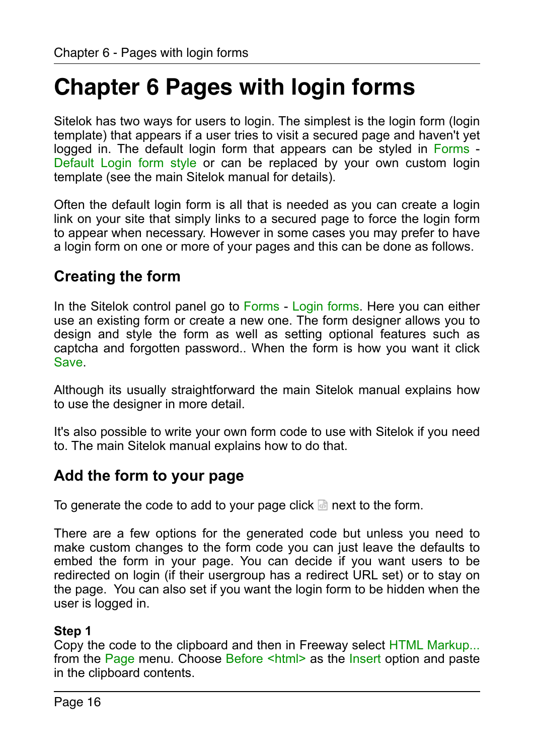# Chapter 6 Pages with login forms

Sitelok has two ways for users to login. The simplest is the login form (login template) that appears if a user tries to visit a secured page and haven't yet logged in. The default login form that appears can be styled in Forms - Default Login form style or can be replaced by your own custom login template (see the main Sitelok manual for details).

Often the default login form is all that is needed as you can create a login link on your site that simply links to a secured page to force the login form to appear when necessary. However in some cases you may prefer to have a login form on one or more of your pages and this can be done as follows.

## Creating the form

In the Sitelok control panel go to Forms - Login forms. Here you can either use an existing form or create a new one. The form designer allows you to design and style the form as well as setting optional features such as captcha and forgotten password.. When the form is how you want it click Save.

Although its usually straightforward the main Sitelok manual explains how to use the designer in more detail.

It's also possible to write your own form code to use with Sitelok if you need to. The main Sitelok manual explains how to do that.

## Add the form to your page

To generate the code to add to your page click next to the form.

There are a few options for the generated code but unless you need to make custom changes to the form code you can just leave the defaults to embed the form in your page. You can decide if you want users to be redirected on login (if their usergroup has a redirect URL set) or to stay on the page. You can also set if you want the login form to be hidden when the user is logged in.

**Step 1**
Copy the code to the clipboard and then in Freeway select HTML Markup... from the Page menu. Choose Before <html> as the Insert option and paste in the clipboard contents.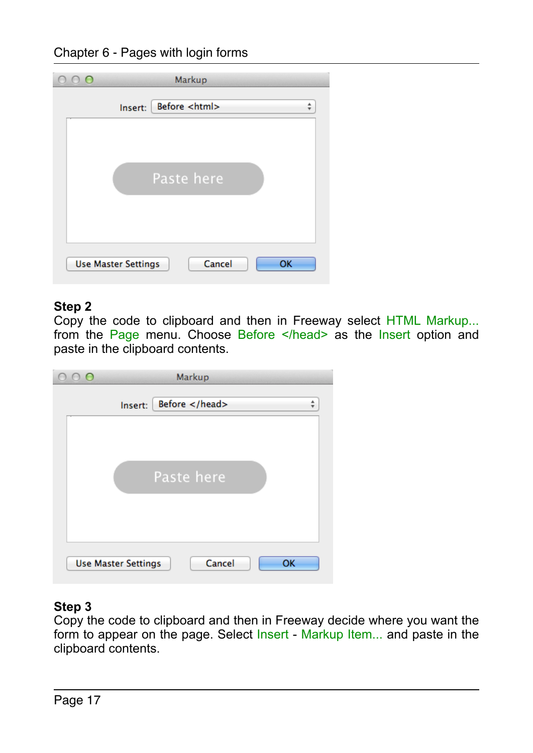## Step 2

Copy the code to clipboard and then in Freeway select HTML Markup... from the Page menu. Choose Before </head> as the Insert option and paste in the clipboard contents.

## Step 3

Copy the code to clipboard and then in Freeway decide where you want the form to appear on the page. Select Insert - Markup Item... and paste in the clipboard contents.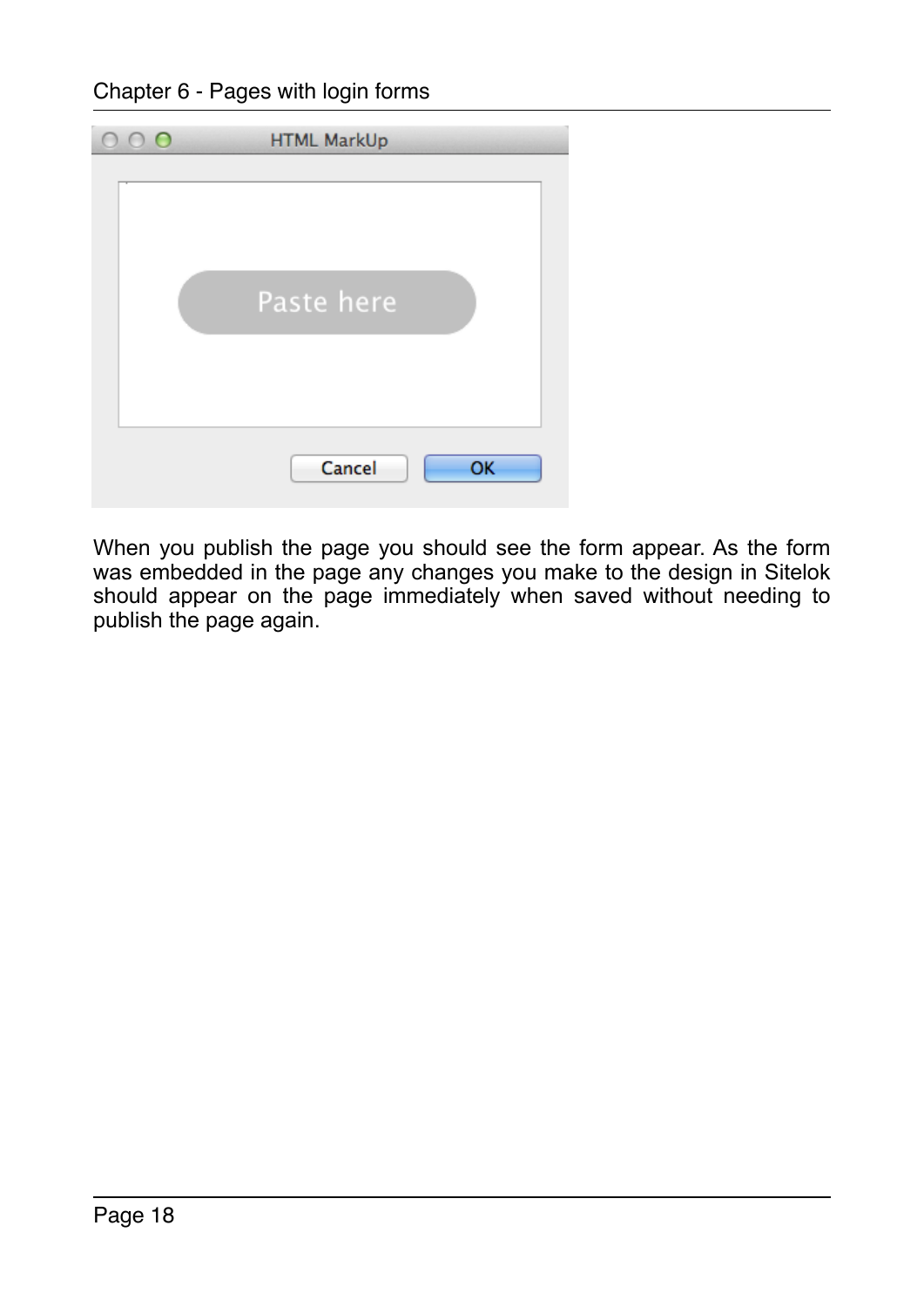When you publish the page you should see the form appear. As the form was embedded in the page any changes you make to the design in Sitelok should appear on the page immediately when saved without needing to publish the page again.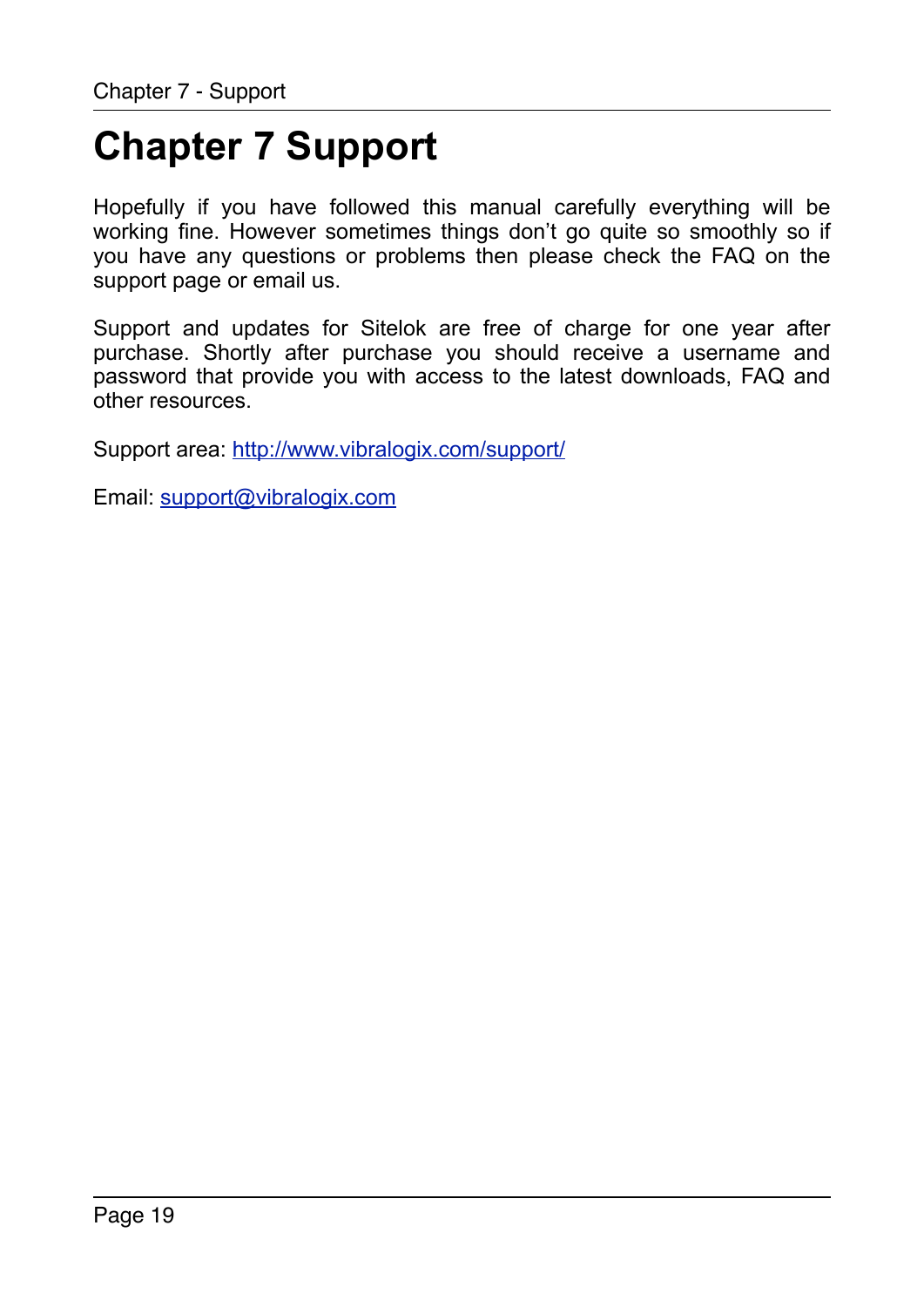# Chapter 7 Support

Hopefully if you have followed this manual carefully everything will be working fine. However sometimes things don't go quite so smoothly so if you have any questions or problems then please check the FAQ on the support page or email us.

Support and updates for Sitelok are free of charge for one year after purchase. Shortly after purchase you should receive a username and password that provide you with access to the latest downloads, FAQ and other resources.

Support area: [http://www.vibralogix.com/support/](http://www.vibralogix.com/support/)

Email: [support@vibralogix.com](mailto:support@vibralogix.com)